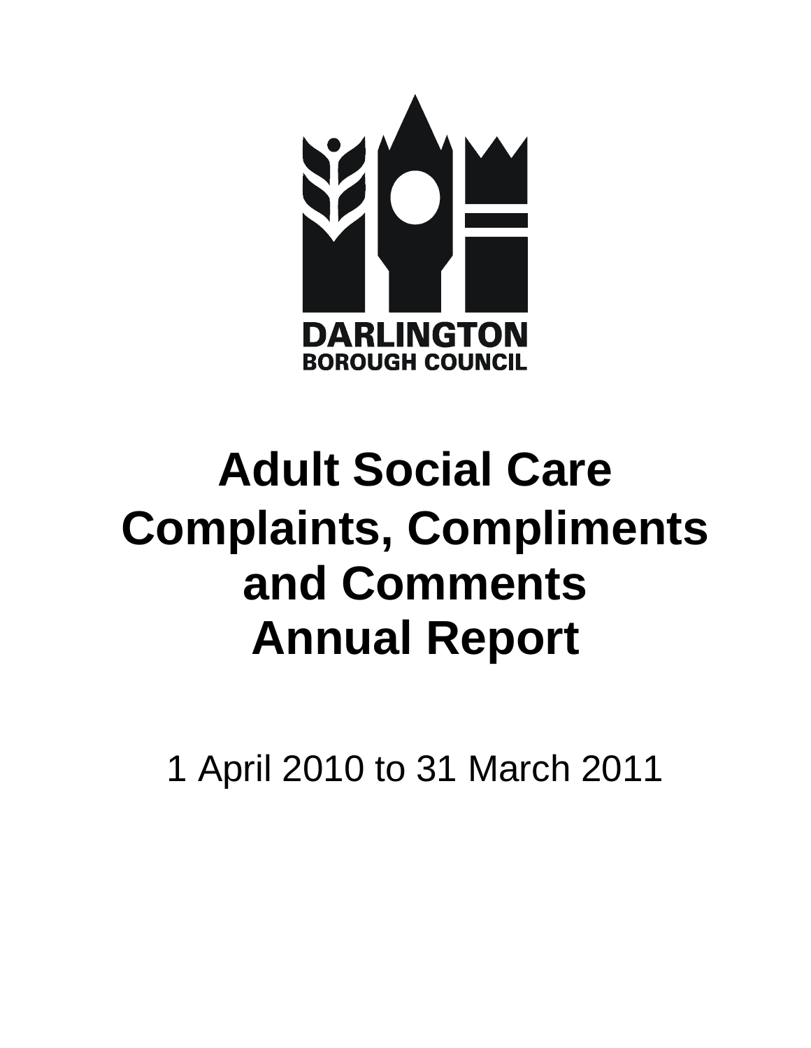DARLINGTON
BOROUGH COUNCIL

# Adult Social Care Complaints, Compliments and Comments Annual Report

1 April 2010 to 31 March 2011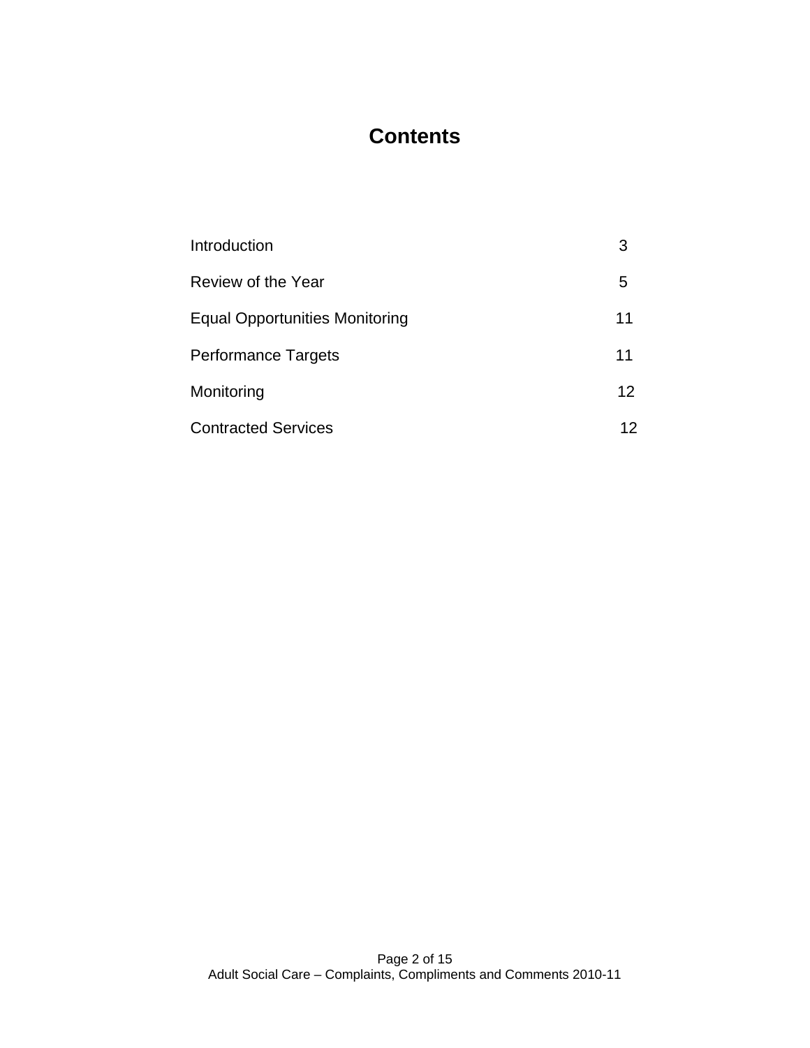# Contents

| | |
|---|---|
| Introduction | 3 |
| Review of the Year | 5 |
| Equal Opportunities Monitoring | 11 |
| Performance Targets | 11 |
| Monitoring | 12 |
| Contracted Services | 12 |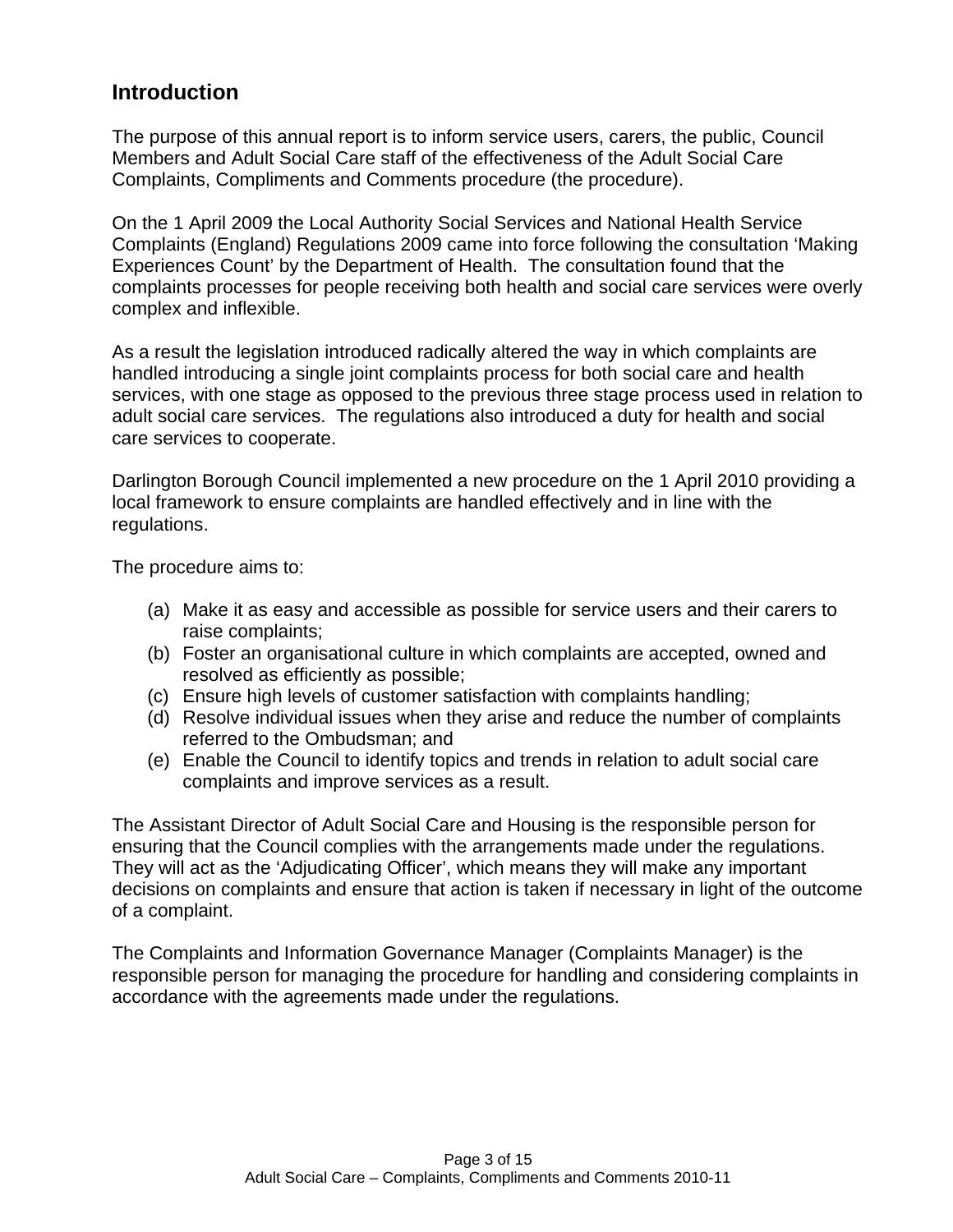## Introduction

The purpose of this annual report is to inform service users, carers, the public, Council Members and Adult Social Care staff of the effectiveness of the Adult Social Care Complaints, Compliments and Comments procedure (the procedure).

On the 1 April 2009 the Local Authority Social Services and National Health Service Complaints (England) Regulations 2009 came into force following the consultation 'Making Experiences Count' by the Department of Health. The consultation found that the complaints processes for people receiving both health and social care services were overly complex and inflexible.

As a result the legislation introduced radically altered the way in which complaints are handled introducing a single joint complaints process for both social care and health services, with one stage as opposed to the previous three stage process used in relation to adult social care services. The regulations also introduced a duty for health and social care services to cooperate.

Darlington Borough Council implemented a new procedure on the 1 April 2010 providing a local framework to ensure complaints are handled effectively and in line with the regulations.

The procedure aims to:

(a) Make it as easy and accessible as possible for service users and their carers to raise complaints;
(b) Foster an organisational culture in which complaints are accepted, owned and resolved as efficiently as possible;
(c) Ensure high levels of customer satisfaction with complaints handling;
(d) Resolve individual issues when they arise and reduce the number of complaints referred to the Ombudsman; and
(e) Enable the Council to identify topics and trends in relation to adult social care complaints and improve services as a result.

The Assistant Director of Adult Social Care and Housing is the responsible person for ensuring that the Council complies with the arrangements made under the regulations. They will act as the 'Adjudicating Officer', which means they will make any important decisions on complaints and ensure that action is taken if necessary in light of the outcome of a complaint.

The Complaints and Information Governance Manager (Complaints Manager) is the responsible person for managing the procedure for handling and considering complaints in accordance with the agreements made under the regulations.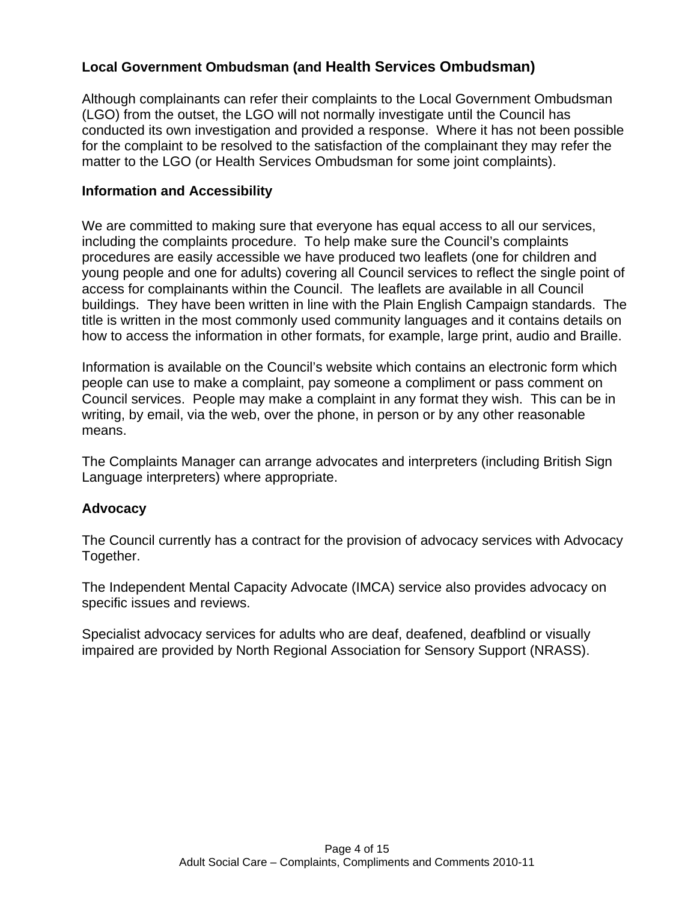## Local Government Ombudsman (and Health Services Ombudsman)

Although complainants can refer their complaints to the Local Government Ombudsman (LGO) from the outset, the LGO will not normally investigate until the Council has conducted its own investigation and provided a response. Where it has not been possible for the complaint to be resolved to the satisfaction of the complainant they may refer the matter to the LGO (or Health Services Ombudsman for some joint complaints).

## Information and Accessibility

We are committed to making sure that everyone has equal access to all our services, including the complaints procedure. To help make sure the Council's complaints procedures are easily accessible we have produced two leaflets (one for children and young people and one for adults) covering all Council services to reflect the single point of access for complainants within the Council. The leaflets are available in all Council buildings. They have been written in line with the Plain English Campaign standards. The title is written in the most commonly used community languages and it contains details on how to access the information in other formats, for example, large print, audio and Braille.

Information is available on the Council's website which contains an electronic form which people can use to make a complaint, pay someone a compliment or pass comment on Council services. People may make a complaint in any format they wish. This can be in writing, by email, via the web, over the phone, in person or by any other reasonable means.

The Complaints Manager can arrange advocates and interpreters (including British Sign Language interpreters) where appropriate.

## Advocacy

The Council currently has a contract for the provision of advocacy services with Advocacy Together.

The Independent Mental Capacity Advocate (IMCA) service also provides advocacy on specific issues and reviews.

Specialist advocacy services for adults who are deaf, deafened, deafblind or visually impaired are provided by North Regional Association for Sensory Support (NRASS).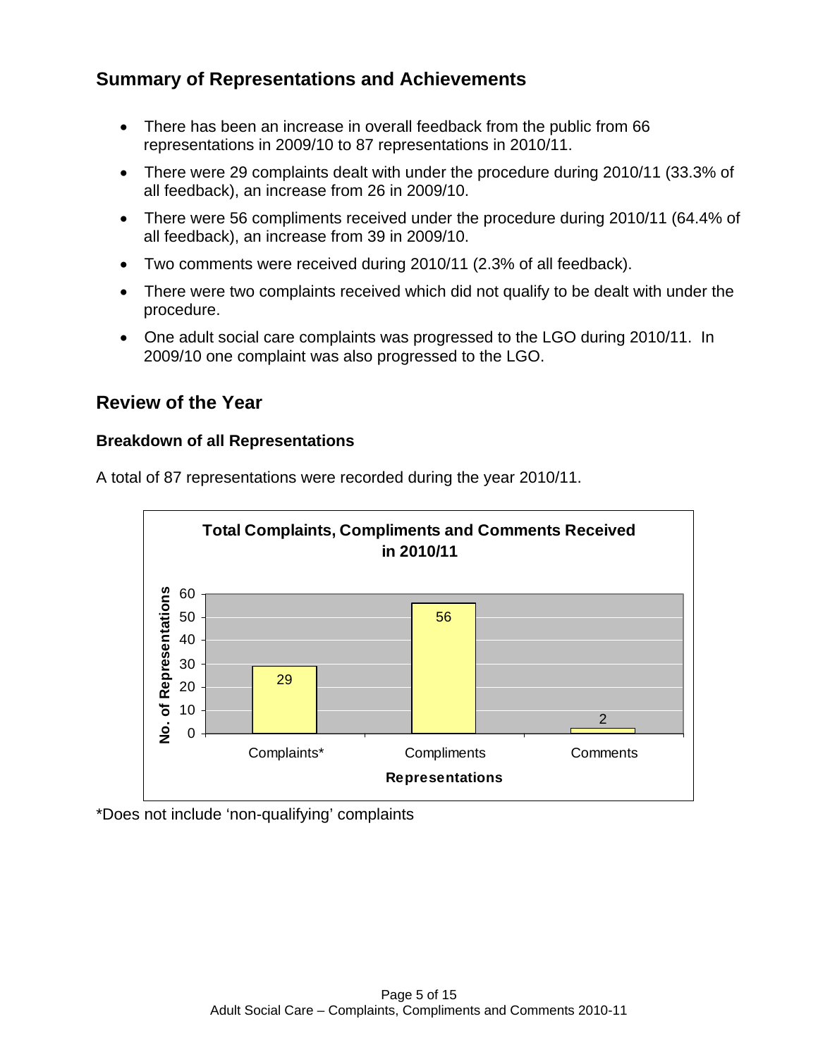## Summary of Representations and Achievements

- There has been an increase in overall feedback from the public from 66 representations in 2009/10 to 87 representations in 2010/11.
- There were 29 complaints dealt with under the procedure during 2010/11 (33.3% of all feedback), an increase from 26 in 2009/10.
- There were 56 compliments received under the procedure during 2010/11 (64.4% of all feedback), an increase from 39 in 2009/10.
- Two comments were received during 2010/11 (2.3% of all feedback).
- There were two complaints received which did not qualify to be dealt with under the procedure.
- One adult social care complaints was progressed to the LGO during 2010/11. In 2009/10 one complaint was also progressed to the LGO.

## Review of the Year

### Breakdown of all Representations

A total of 87 representations were recorded during the year 2010/11.

**Total Complaints, Compliments and Comments Received in 2010/11**

| Representations | No. of Representations |
|---|---|
| Complaints* | 29 |
| Compliments | 56 |
| Comments | 2 |

*Does not include 'non-qualifying' complaints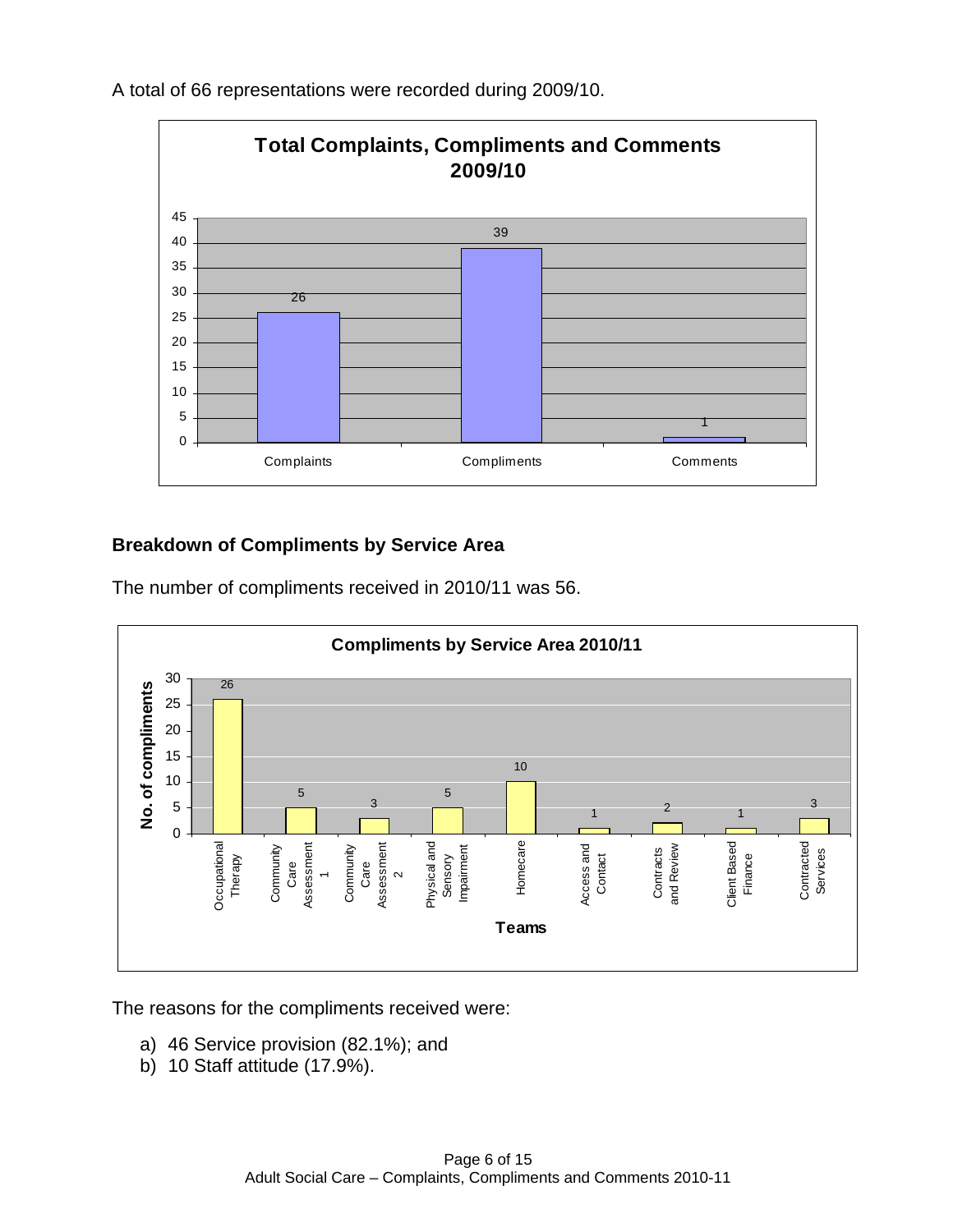A total of 66 representations were recorded during 2009/10.

**Total Complaints, Compliments and Comments 2009/10**

| Category | Number |
|---|---|
| Complaints | 26 |
| Compliments | 39 |
| Comments | 1 |

### Breakdown of Compliments by Service Area

The number of compliments received in 2010/11 was 56.

**Compliments by Service Area 2010/11**

| Teams | No. of compliments |
|---|---|
| Occupational Therapy | 26 |
| Community Care Assessment 1 | 5 |
| Community Care Assessment 2 | 3 |
| Physical and Sensory Impairment | 5 |
| Homecare | 10 |
| Access and Contact | 1 |
| Contracts and Review | 2 |
| Client Based Finance | 1 |
| Contracted Services | 3 |

The reasons for the compliments received were:

a) 46 Service provision (82.1%); and
b) 10 Staff attitude (17.9%).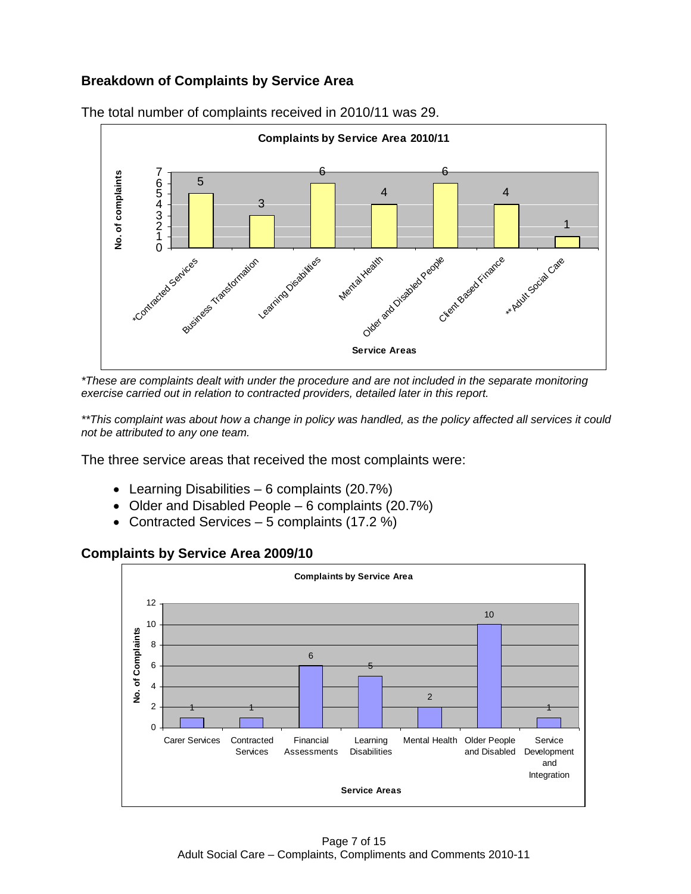## Breakdown of Complaints by Service Area

The total number of complaints received in 2010/11 was 29.

**Complaints by Service Area 2010/11**

| Service Areas | No. of complaints |
|---|---|
| *Contracted Services | 5 |
| Business Transformation | 3 |
| Learning Disabilities | 6 |
| Mental Health | 4 |
| Older and Disabled People | 6 |
| Client Based Finance | 4 |
| **Adult Social Care | 1 |

*\*These are complaints dealt with under the procedure and are not included in the separate monitoring exercise carried out in relation to contracted providers, detailed later in this report.*

*\*\*This complaint was about how a change in policy was handled, as the policy affected all services it could not be attributed to any one team.*

The three service areas that received the most complaints were:

- Learning Disabilities – 6 complaints (20.7%)
- Older and Disabled People – 6 complaints (20.7%)
- Contracted Services – 5 complaints (17.2 %)

## Complaints by Service Area 2009/10

**Complaints by Service Area**

| Service Areas | No. of Complaints |
|---|---|
| Carer Services | 1 |
| Contracted Services | 1 |
| Financial Assessments | 6 |
| Learning Disabilities | 5 |
| Mental Health | 2 |
| Older People and Disabled | 10 |
| Service Development and Integration | 1 |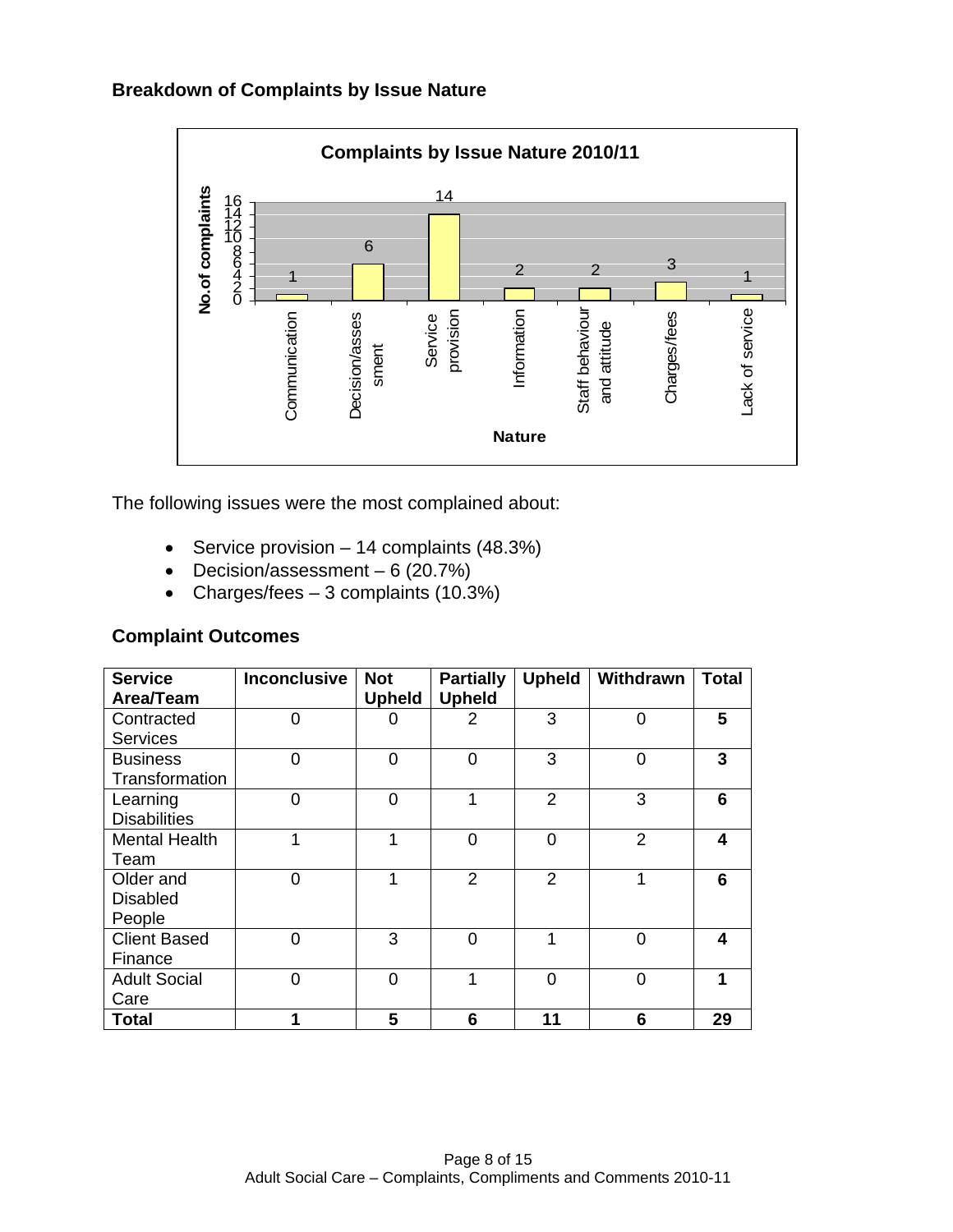### Breakdown of Complaints by Issue Nature

**Complaints by Issue Nature 2010/11**

| Nature | No. of complaints |
|---|---|
| Communication | 1 |
| Decision/assessment | 6 |
| Service provision | 14 |
| Information | 2 |
| Staff behaviour and attitude | 2 |
| Charges/fees | 3 |
| Lack of service | 1 |

The following issues were the most complained about:

- Service provision – 14 complaints (48.3%)
- Decision/assessment – 6 (20.7%)
- Charges/fees – 3 complaints (10.3%)

### Complaint Outcomes

| Service Area/Team | Inconclusive | Not Upheld | Partially Upheld | Upheld | Withdrawn | Total |
|---|---|---|---|---|---|---|
| Contracted Services | 0 | 0 | 2 | 3 | 0 | **5** |
| Business Transformation | 0 | 0 | 0 | 3 | 0 | **3** |
| Learning Disabilities | 0 | 0 | 1 | 2 | 3 | **6** |
| Mental Health Team | 1 | 1 | 0 | 0 | 2 | **4** |
| Older and Disabled People | 0 | 1 | 2 | 2 | 1 | **6** |
| Client Based Finance | 0 | 3 | 0 | 1 | 0 | **4** |
| Adult Social Care | 0 | 0 | 1 | 0 | 0 | **1** |
| **Total** | **1** | **5** | **6** | **11** | **6** | **29** |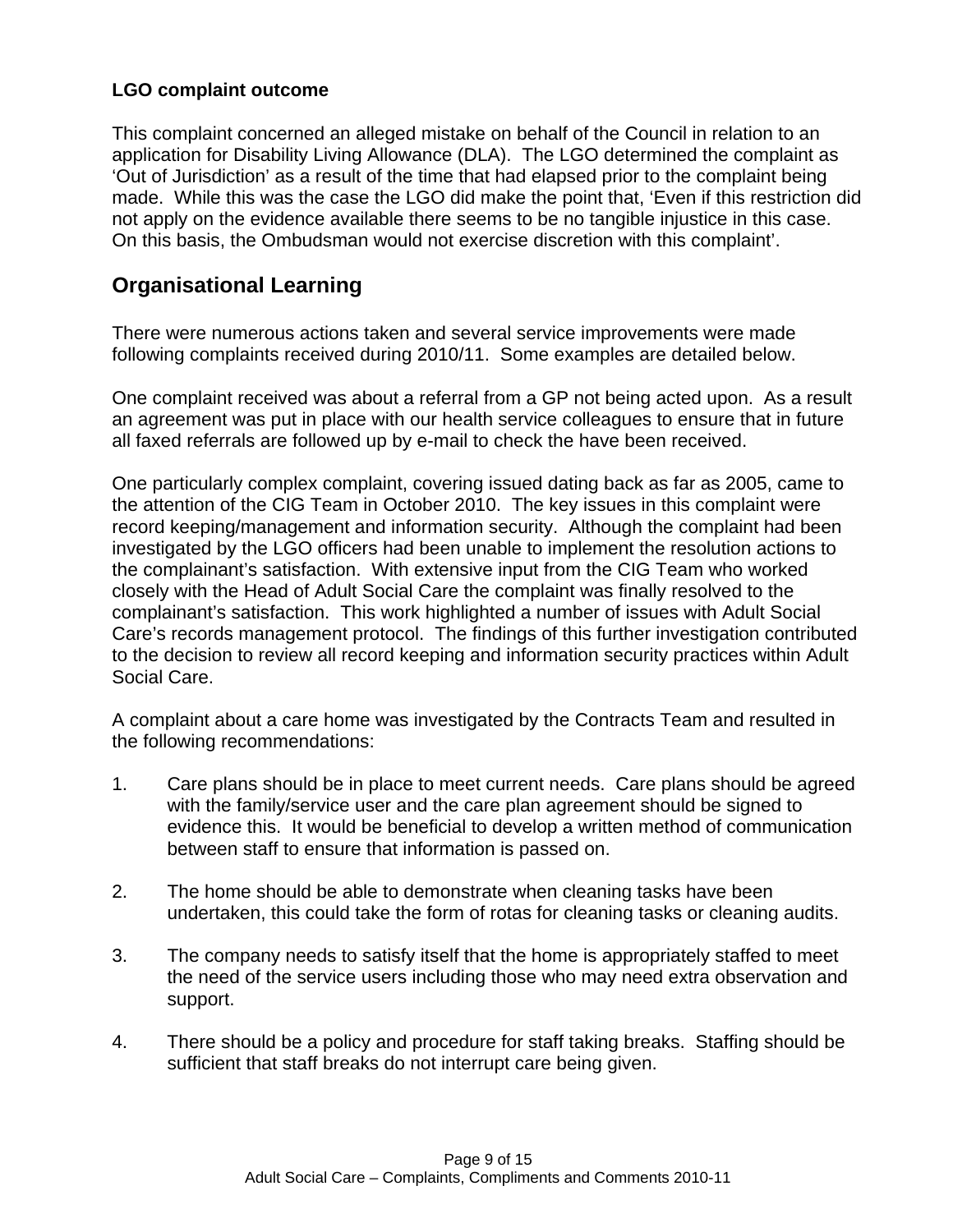**LGO complaint outcome**

This complaint concerned an alleged mistake on behalf of the Council in relation to an application for Disability Living Allowance (DLA). The LGO determined the complaint as 'Out of Jurisdiction' as a result of the time that had elapsed prior to the complaint being made. While this was the case the LGO did make the point that, 'Even if this restriction did not apply on the evidence available there seems to be no tangible injustice in this case. On this basis, the Ombudsman would not exercise discretion with this complaint'.

## Organisational Learning

There were numerous actions taken and several service improvements were made following complaints received during 2010/11. Some examples are detailed below.

One complaint received was about a referral from a GP not being acted upon. As a result an agreement was put in place with our health service colleagues to ensure that in future all faxed referrals are followed up by e-mail to check the have been received.

One particularly complex complaint, covering issued dating back as far as 2005, came to the attention of the CIG Team in October 2010. The key issues in this complaint were record keeping/management and information security. Although the complaint had been investigated by the LGO officers had been unable to implement the resolution actions to the complainant's satisfaction. With extensive input from the CIG Team who worked closely with the Head of Adult Social Care the complaint was finally resolved to the complainant's satisfaction. This work highlighted a number of issues with Adult Social Care's records management protocol. The findings of this further investigation contributed to the decision to review all record keeping and information security practices within Adult Social Care.

A complaint about a care home was investigated by the Contracts Team and resulted in the following recommendations:

1. Care plans should be in place to meet current needs. Care plans should be agreed with the family/service user and the care plan agreement should be signed to evidence this. It would be beneficial to develop a written method of communication between staff to ensure that information is passed on.

2. The home should be able to demonstrate when cleaning tasks have been undertaken, this could take the form of rotas for cleaning tasks or cleaning audits.

3. The company needs to satisfy itself that the home is appropriately staffed to meet the need of the service users including those who may need extra observation and support.

4. There should be a policy and procedure for staff taking breaks. Staffing should be sufficient that staff breaks do not interrupt care being given.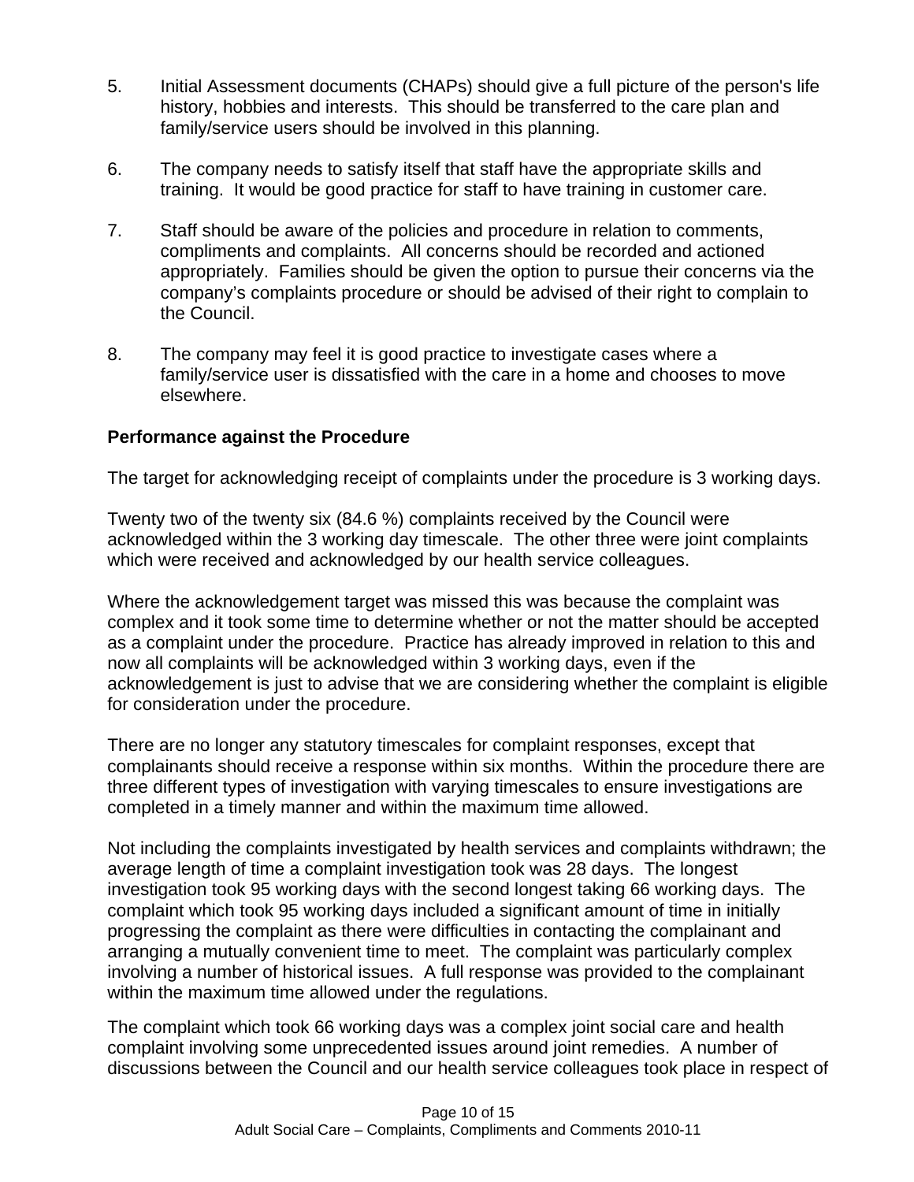5. Initial Assessment documents (CHAPs) should give a full picture of the person's life history, hobbies and interests. This should be transferred to the care plan and family/service users should be involved in this planning.

6. The company needs to satisfy itself that staff have the appropriate skills and training. It would be good practice for staff to have training in customer care.

7. Staff should be aware of the policies and procedure in relation to comments, compliments and complaints. All concerns should be recorded and actioned appropriately. Families should be given the option to pursue their concerns via the company's complaints procedure or should be advised of their right to complain to the Council.

8. The company may feel it is good practice to investigate cases where a family/service user is dissatisfied with the care in a home and chooses to move elsewhere.

**Performance against the Procedure**

The target for acknowledging receipt of complaints under the procedure is 3 working days.

Twenty two of the twenty six (84.6 %) complaints received by the Council were acknowledged within the 3 working day timescale. The other three were joint complaints which were received and acknowledged by our health service colleagues.

Where the acknowledgement target was missed this was because the complaint was complex and it took some time to determine whether or not the matter should be accepted as a complaint under the procedure. Practice has already improved in relation to this and now all complaints will be acknowledged within 3 working days, even if the acknowledgement is just to advise that we are considering whether the complaint is eligible for consideration under the procedure.

There are no longer any statutory timescales for complaint responses, except that complainants should receive a response within six months. Within the procedure there are three different types of investigation with varying timescales to ensure investigations are completed in a timely manner and within the maximum time allowed.

Not including the complaints investigated by health services and complaints withdrawn; the average length of time a complaint investigation took was 28 days. The longest investigation took 95 working days with the second longest taking 66 working days. The complaint which took 95 working days included a significant amount of time in initially progressing the complaint as there were difficulties in contacting the complainant and arranging a mutually convenient time to meet. The complaint was particularly complex involving a number of historical issues. A full response was provided to the complainant within the maximum time allowed under the regulations.

The complaint which took 66 working days was a complex joint social care and health complaint involving some unprecedented issues around joint remedies. A number of discussions between the Council and our health service colleagues took place in respect of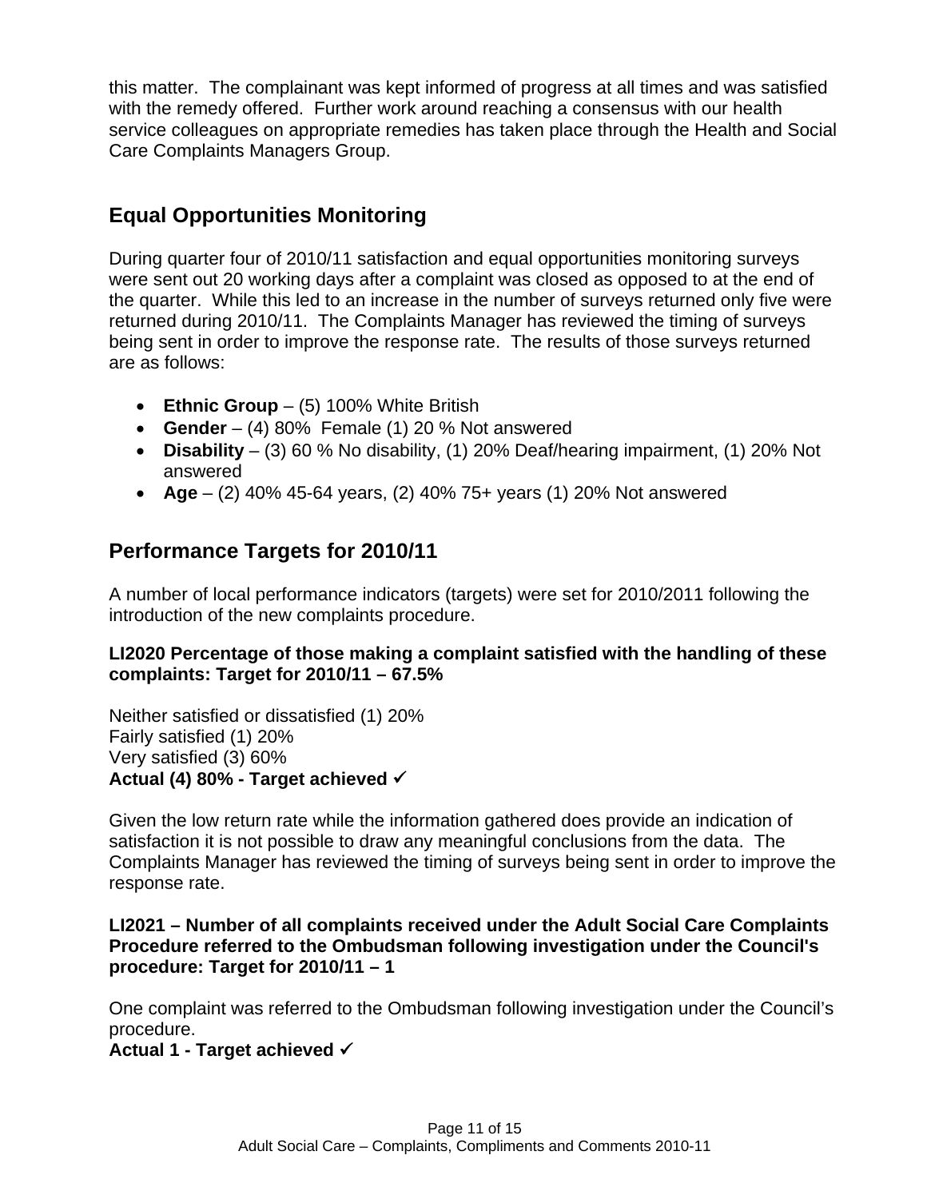this matter. The complainant was kept informed of progress at all times and was satisfied with the remedy offered. Further work around reaching a consensus with our health service colleagues on appropriate remedies has taken place through the Health and Social Care Complaints Managers Group.

## Equal Opportunities Monitoring

During quarter four of 2010/11 satisfaction and equal opportunities monitoring surveys were sent out 20 working days after a complaint was closed as opposed to at the end of the quarter. While this led to an increase in the number of surveys returned only five were returned during 2010/11. The Complaints Manager has reviewed the timing of surveys being sent in order to improve the response rate. The results of those surveys returned are as follows:

- **Ethnic Group** – (5) 100% White British
- **Gender** – (4) 80% Female (1) 20 % Not answered
- **Disability** – (3) 60 % No disability, (1) 20% Deaf/hearing impairment, (1) 20% Not answered
- **Age** – (2) 40% 45-64 years, (2) 40% 75+ years (1) 20% Not answered

## Performance Targets for 2010/11

A number of local performance indicators (targets) were set for 2010/2011 following the introduction of the new complaints procedure.

**LI2020 Percentage of those making a complaint satisfied with the handling of these complaints: Target for 2010/11 – 67.5%**

Neither satisfied or dissatisfied (1) 20%
Fairly satisfied (1) 20%
Very satisfied (3) 60%
**Actual (4) 80% - Target achieved ✓**

Given the low return rate while the information gathered does provide an indication of satisfaction it is not possible to draw any meaningful conclusions from the data. The Complaints Manager has reviewed the timing of surveys being sent in order to improve the response rate.

**LI2021 – Number of all complaints received under the Adult Social Care Complaints Procedure referred to the Ombudsman following investigation under the Council's procedure: Target for 2010/11 – 1**

One complaint was referred to the Ombudsman following investigation under the Council's procedure.
**Actual 1 - Target achieved ✓**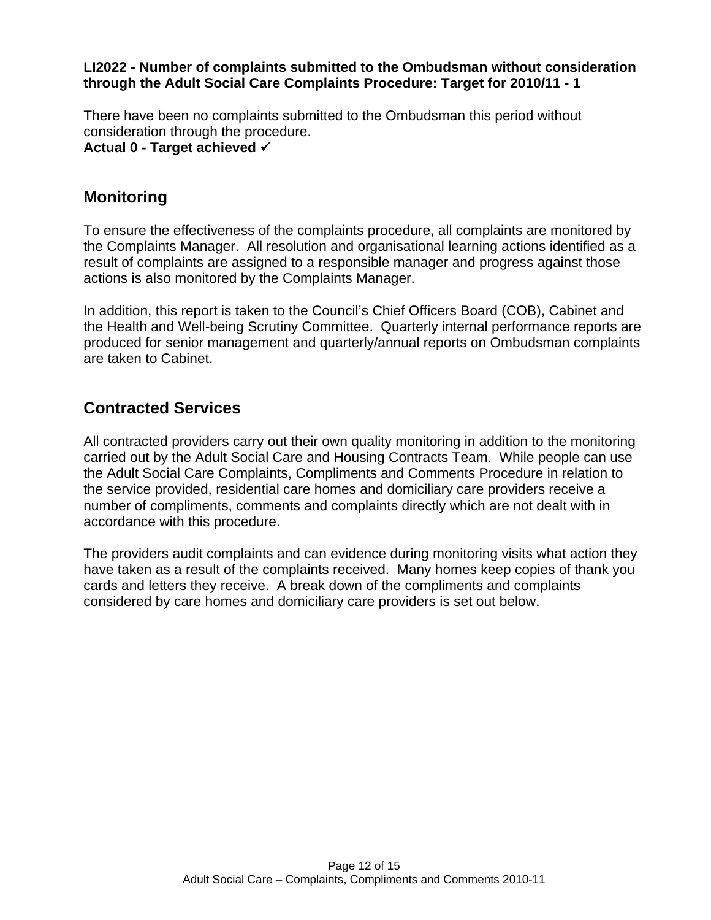**LI2022 - Number of complaints submitted to the Ombudsman without consideration through the Adult Social Care Complaints Procedure: Target for 2010/11 - 1**

There have been no complaints submitted to the Ombudsman this period without consideration through the procedure.
**Actual 0 - Target achieved ✓**

## Monitoring

To ensure the effectiveness of the complaints procedure, all complaints are monitored by the Complaints Manager. All resolution and organisational learning actions identified as a result of complaints are assigned to a responsible manager and progress against those actions is also monitored by the Complaints Manager.

In addition, this report is taken to the Council's Chief Officers Board (COB), Cabinet and the Health and Well-being Scrutiny Committee. Quarterly internal performance reports are produced for senior management and quarterly/annual reports on Ombudsman complaints are taken to Cabinet.

## Contracted Services

All contracted providers carry out their own quality monitoring in addition to the monitoring carried out by the Adult Social Care and Housing Contracts Team. While people can use the Adult Social Care Complaints, Compliments and Comments Procedure in relation to the service provided, residential care homes and domiciliary care providers receive a number of compliments, comments and complaints directly which are not dealt with in accordance with this procedure.

The providers audit complaints and can evidence during monitoring visits what action they have taken as a result of the complaints received. Many homes keep copies of thank you cards and letters they receive. A break down of the compliments and complaints considered by care homes and domiciliary care providers is set out below.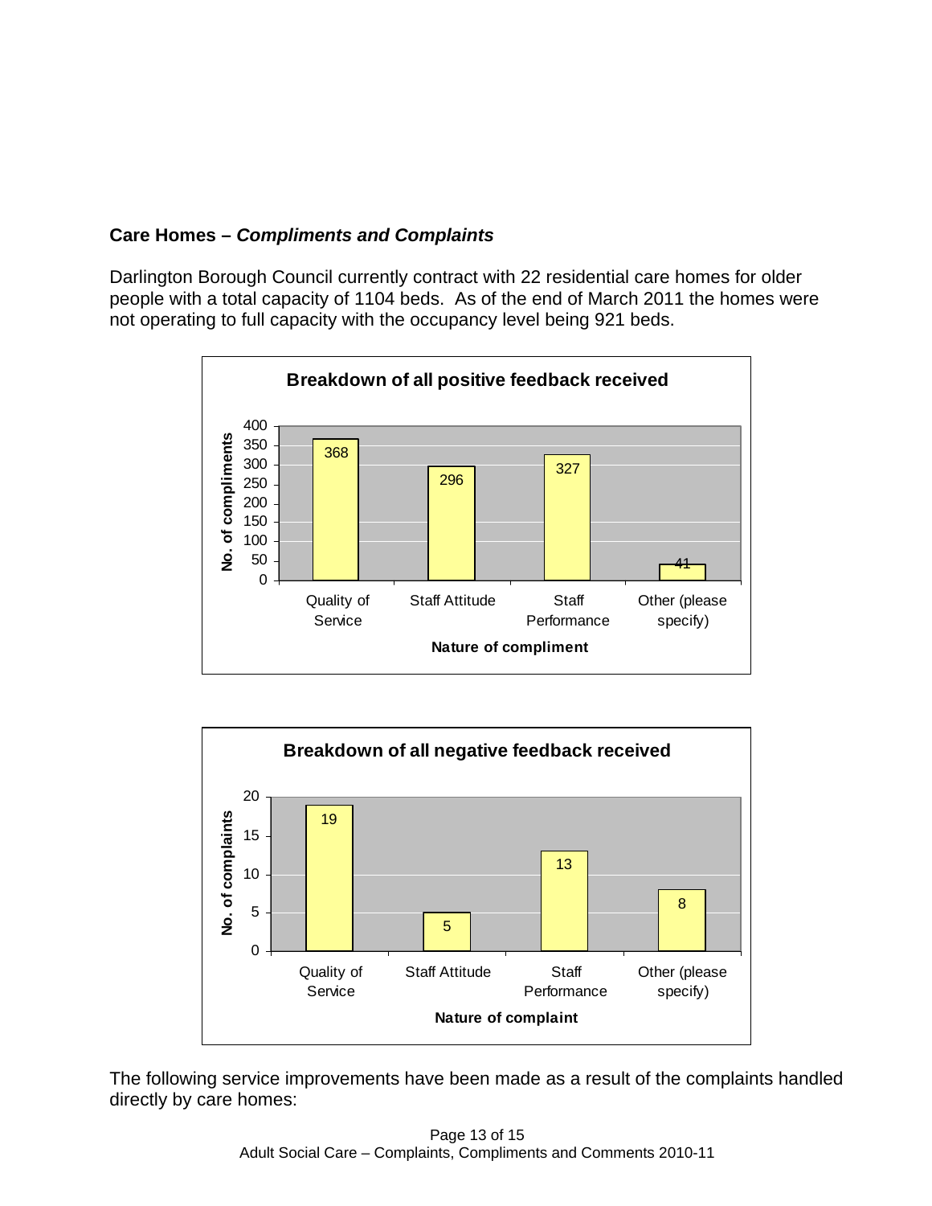**Care Homes – *Compliments and Complaints***

Darlington Borough Council currently contract with 22 residential care homes for older people with a total capacity of 1104 beds. As of the end of March 2011 the homes were not operating to full capacity with the occupancy level being 921 beds.

**Breakdown of all positive feedback received**

| Nature of compliment | No. of compliments |
|---|---|
| Quality of Service | 368 |
| Staff Attitude | 296 |
| Staff Performance | 327 |
| Other (please specify) | 41 |

**Breakdown of all negative feedback received**

| Nature of complaint | No. of complaints |
|---|---|
| Quality of Service | 19 |
| Staff Attitude | 5 |
| Staff Performance | 13 |
| Other (please specify) | 8 |

The following service improvements have been made as a result of the complaints handled directly by care homes: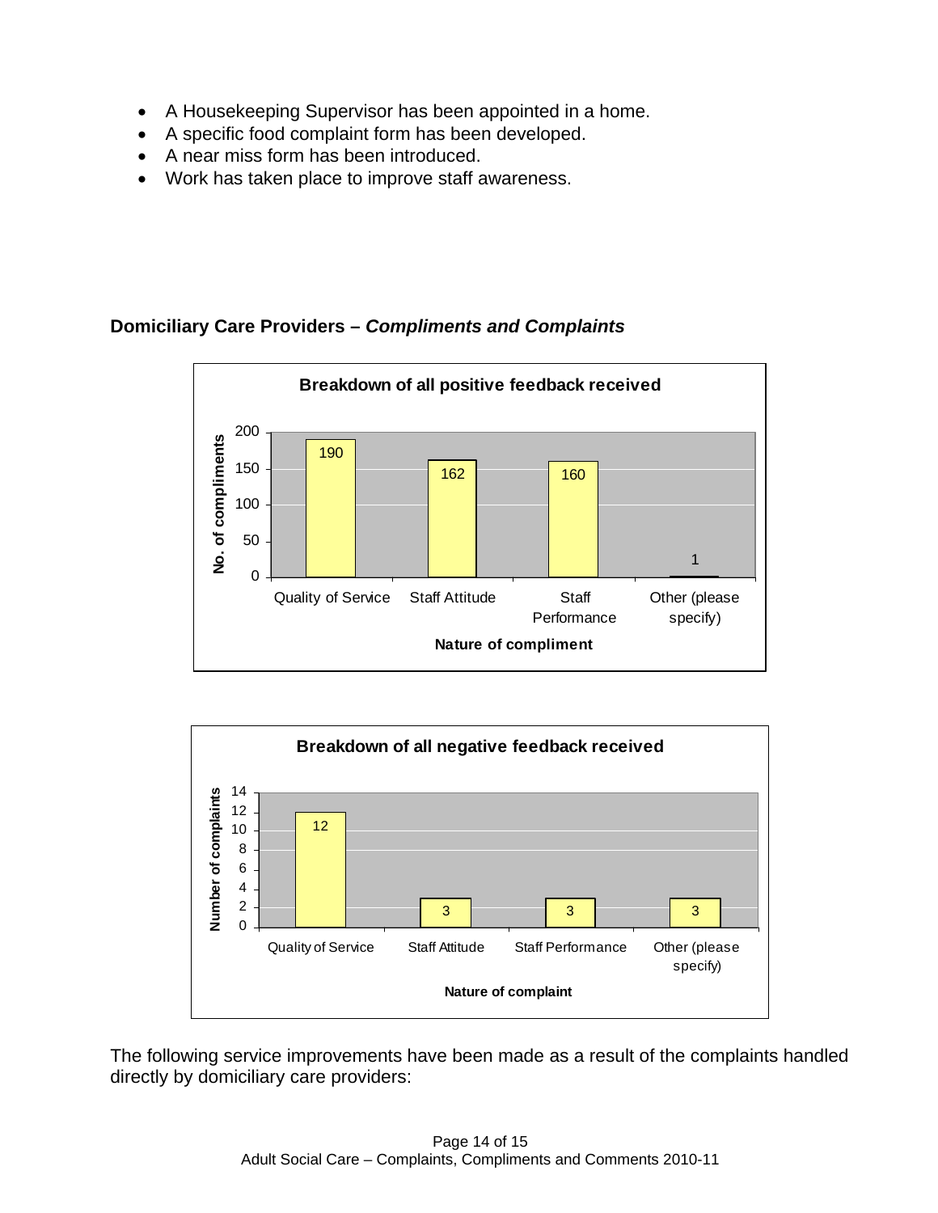- A Housekeeping Supervisor has been appointed in a home.
- A specific food complaint form has been developed.
- A near miss form has been introduced.
- Work has taken place to improve staff awareness.

**Domiciliary Care Providers –** ***Compliments and Complaints***

**Breakdown of all positive feedback received**

| Nature of compliment | No. of compliments |
|---|---|
| Quality of Service | 190 |
| Staff Attitude | 162 |
| Staff Performance | 160 |
| Other (please specify) | 1 |

**Breakdown of all negative feedback received**

| Nature of complaint | Number of complaints |
|---|---|
| Quality of Service | 12 |
| Staff Attitude | 3 |
| Staff Performance | 3 |
| Other (please specify) | 3 |

The following service improvements have been made as a result of the complaints handled directly by domiciliary care providers: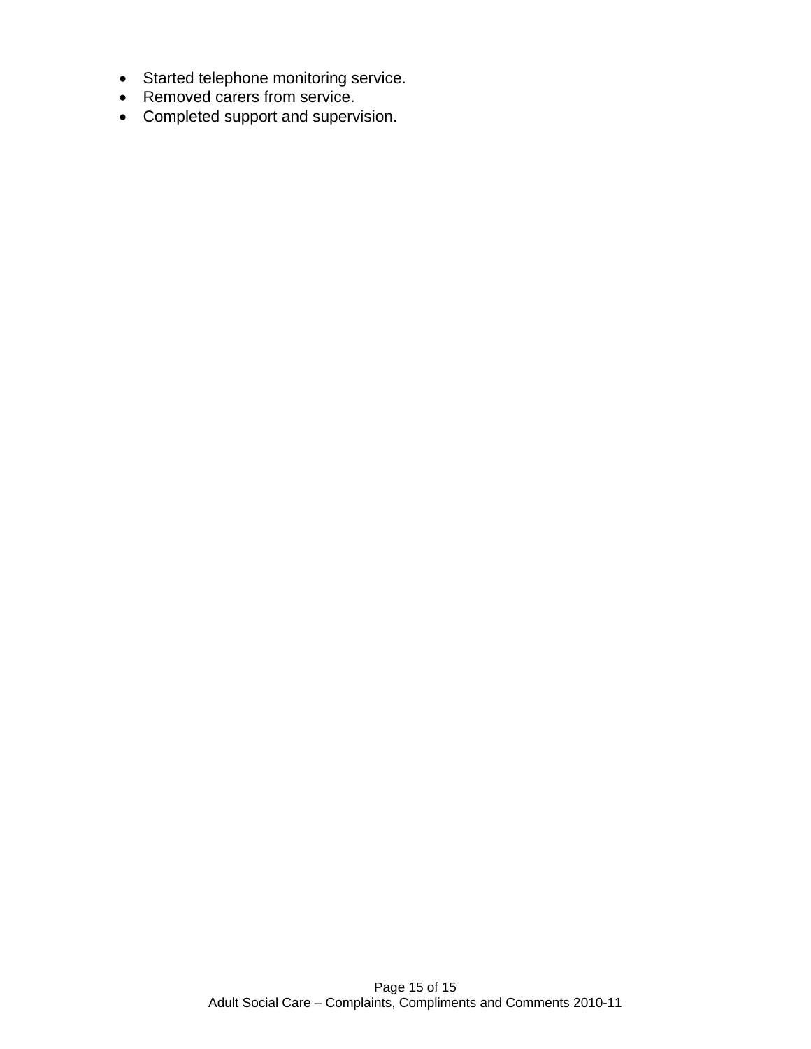- Started telephone monitoring service.
- Removed carers from service.
- Completed support and supervision.